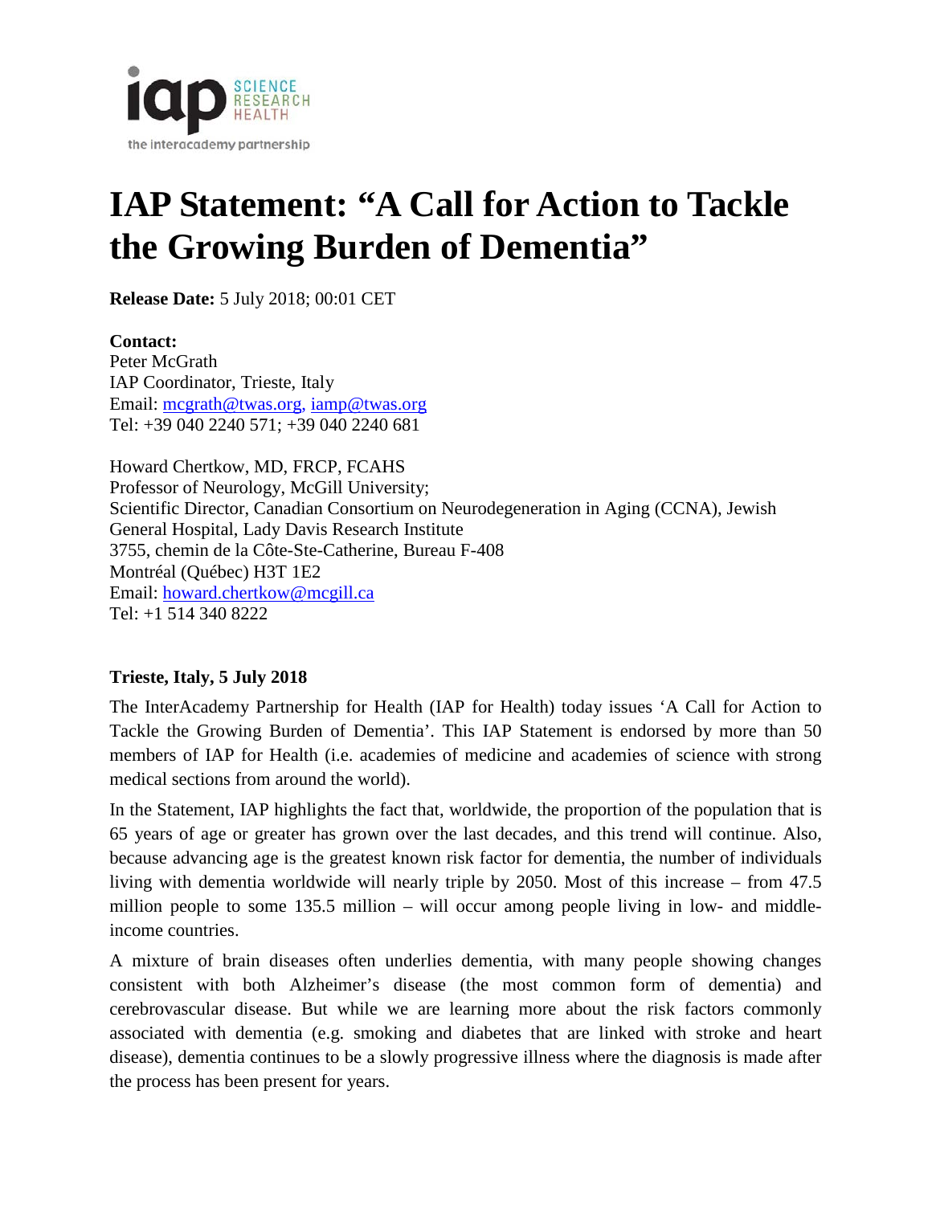# IAP Statement: "A Call for Action to Tackle the Growing Burden of Dementia"

**Release Date:** 5 July 2018; 00:01 CET

**Contact:**
Peter McGrath
IAP Coordinator, Trieste, Italy
Email: mcgrath@twas.org, iamp@twas.org
Tel: +39 040 2240 571; +39 040 2240 681

Howard Chertkow, MD, FRCP, FCAHS
Professor of Neurology, McGill University;
Scientific Director, Canadian Consortium on Neurodegeneration in Aging (CCNA), Jewish General Hospital, Lady Davis Research Institute
3755, chemin de la Côte-Ste-Catherine, Bureau F-408
Montréal (Québec) H3T 1E2
Email: howard.chertkow@mcgill.ca
Tel: +1 514 340 8222

**Trieste, Italy, 5 July 2018**

The InterAcademy Partnership for Health (IAP for Health) today issues 'A Call for Action to Tackle the Growing Burden of Dementia'. This IAP Statement is endorsed by more than 50 members of IAP for Health (i.e. academies of medicine and academies of science with strong medical sections from around the world).

In the Statement, IAP highlights the fact that, worldwide, the proportion of the population that is 65 years of age or greater has grown over the last decades, and this trend will continue. Also, because advancing age is the greatest known risk factor for dementia, the number of individuals living with dementia worldwide will nearly triple by 2050. Most of this increase – from 47.5 million people to some 135.5 million – will occur among people living in low- and middle-income countries.

A mixture of brain diseases often underlies dementia, with many people showing changes consistent with both Alzheimer's disease (the most common form of dementia) and cerebrovascular disease. But while we are learning more about the risk factors commonly associated with dementia (e.g. smoking and diabetes that are linked with stroke and heart disease), dementia continues to be a slowly progressive illness where the diagnosis is made after the process has been present for years.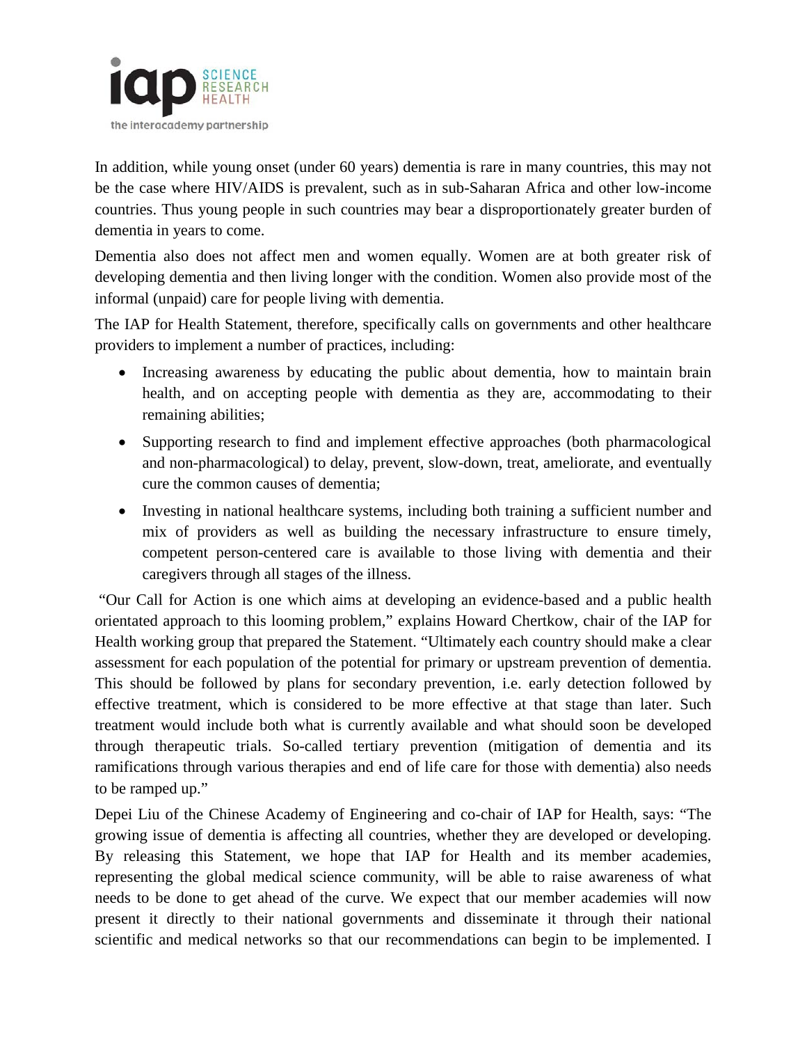In addition, while young onset (under 60 years) dementia is rare in many countries, this may not be the case where HIV/AIDS is prevalent, such as in sub-Saharan Africa and other low-income countries. Thus young people in such countries may bear a disproportionately greater burden of dementia in years to come.

Dementia also does not affect men and women equally. Women are at both greater risk of developing dementia and then living longer with the condition. Women also provide most of the informal (unpaid) care for people living with dementia.

The IAP for Health Statement, therefore, specifically calls on governments and other healthcare providers to implement a number of practices, including:

- Increasing awareness by educating the public about dementia, how to maintain brain health, and on accepting people with dementia as they are, accommodating to their remaining abilities;
- Supporting research to find and implement effective approaches (both pharmacological and non-pharmacological) to delay, prevent, slow-down, treat, ameliorate, and eventually cure the common causes of dementia;
- Investing in national healthcare systems, including both training a sufficient number and mix of providers as well as building the necessary infrastructure to ensure timely, competent person-centered care is available to those living with dementia and their caregivers through all stages of the illness.

"Our Call for Action is one which aims at developing an evidence-based and a public health orientated approach to this looming problem," explains Howard Chertkow, chair of the IAP for Health working group that prepared the Statement. "Ultimately each country should make a clear assessment for each population of the potential for primary or upstream prevention of dementia. This should be followed by plans for secondary prevention, i.e. early detection followed by effective treatment, which is considered to be more effective at that stage than later. Such treatment would include both what is currently available and what should soon be developed through therapeutic trials. So-called tertiary prevention (mitigation of dementia and its ramifications through various therapies and end of life care for those with dementia) also needs to be ramped up."

Depei Liu of the Chinese Academy of Engineering and co-chair of IAP for Health, says: "The growing issue of dementia is affecting all countries, whether they are developed or developing. By releasing this Statement, we hope that IAP for Health and its member academies, representing the global medical science community, will be able to raise awareness of what needs to be done to get ahead of the curve. We expect that our member academies will now present it directly to their national governments and disseminate it through their national scientific and medical networks so that our recommendations can begin to be implemented. I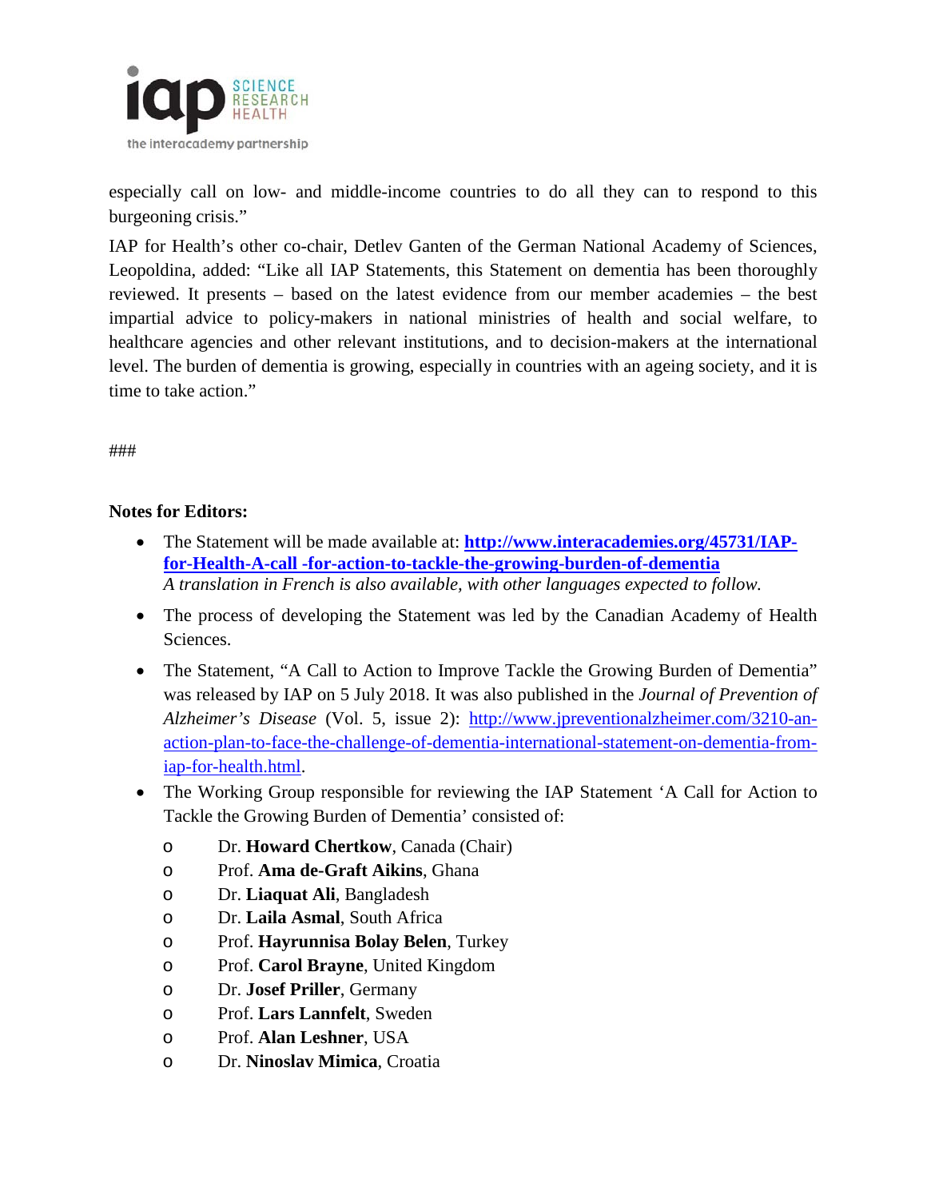especially call on low- and middle-income countries to do all they can to respond to this burgeoning crisis."

IAP for Health's other co-chair, Detlev Ganten of the German National Academy of Sciences, Leopoldina, added: "Like all IAP Statements, this Statement on dementia has been thoroughly reviewed. It presents – based on the latest evidence from our member academies – the best impartial advice to policy-makers in national ministries of health and social welfare, to healthcare agencies and other relevant institutions, and to decision-makers at the international level. The burden of dementia is growing, especially in countries with an ageing society, and it is time to take action."

###

**Notes for Editors:**

- The Statement will be made available at: **http://www.interacademies.org/45731/IAP-for-Health-A-call -for-action-to-tackle-the-growing-burden-of-dementia**
  *A translation in French is also available, with other languages expected to follow.*
- The process of developing the Statement was led by the Canadian Academy of Health Sciences.
- The Statement, "A Call to Action to Improve Tackle the Growing Burden of Dementia" was released by IAP on 5 July 2018. It was also published in the *Journal of Prevention of Alzheimer's Disease* (Vol. 5, issue 2): http://www.jpreventionalzheimer.com/3210-an-action-plan-to-face-the-challenge-of-dementia-international-statement-on-dementia-from-iap-for-health.html.
- The Working Group responsible for reviewing the IAP Statement 'A Call for Action to Tackle the Growing Burden of Dementia' consisted of:
  - Dr. **Howard Chertkow**, Canada (Chair)
  - Prof. **Ama de-Graft Aikins**, Ghana
  - Dr. **Liaquat Ali**, Bangladesh
  - Dr. **Laila Asmal**, South Africa
  - Prof. **Hayrunnisa Bolay Belen**, Turkey
  - Prof. **Carol Brayne**, United Kingdom
  - Dr. **Josef Priller**, Germany
  - Prof. **Lars Lannfelt**, Sweden
  - Prof. **Alan Leshner**, USA
  - Dr. **Ninoslav Mimica**, Croatia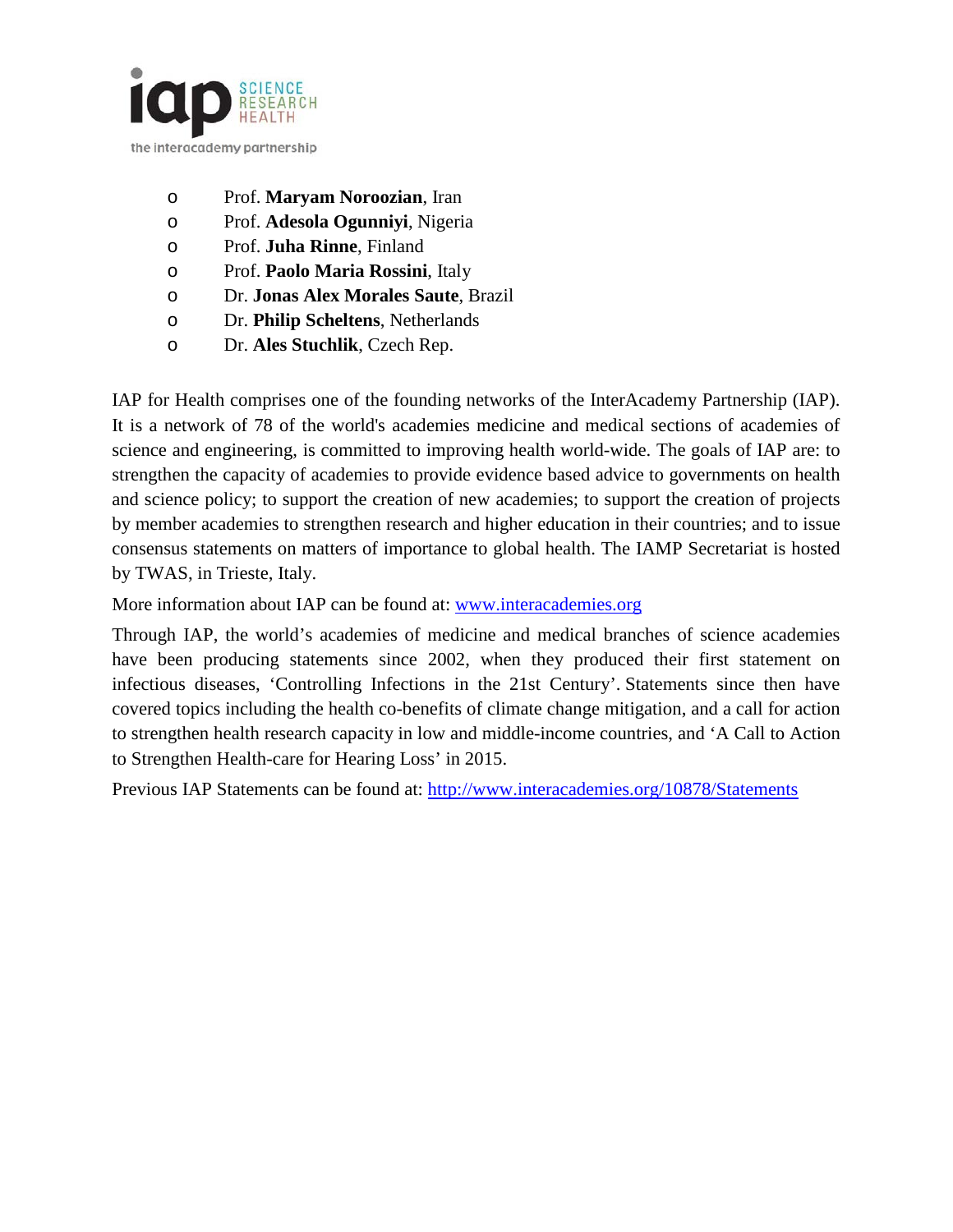- Prof. **Maryam Noroozian**, Iran
- Prof. **Adesola Ogunniyi**, Nigeria
- Prof. **Juha Rinne**, Finland
- Prof. **Paolo Maria Rossini**, Italy
- Dr. **Jonas Alex Morales Saute**, Brazil
- Dr. **Philip Scheltens**, Netherlands
- Dr. **Ales Stuchlik**, Czech Rep.

IAP for Health comprises one of the founding networks of the InterAcademy Partnership (IAP). It is a network of 78 of the world's academies medicine and medical sections of academies of science and engineering, is committed to improving health world-wide. The goals of IAP are: to strengthen the capacity of academies to provide evidence based advice to governments on health and science policy; to support the creation of new academies; to support the creation of projects by member academies to strengthen research and higher education in their countries; and to issue consensus statements on matters of importance to global health. The IAMP Secretariat is hosted by TWAS, in Trieste, Italy.

More information about IAP can be found at: [www.interacademies.org](http://www.interacademies.org)

Through IAP, the world's academies of medicine and medical branches of science academies have been producing statements since 2002, when they produced their first statement on infectious diseases, 'Controlling Infections in the 21st Century'. Statements since then have covered topics including the health co-benefits of climate change mitigation, and a call for action to strengthen health research capacity in low and middle-income countries, and 'A Call to Action to Strengthen Health-care for Hearing Loss' in 2015.

Previous IAP Statements can be found at: [http://www.interacademies.org/10878/Statements](http://www.interacademies.org/10878/Statements)